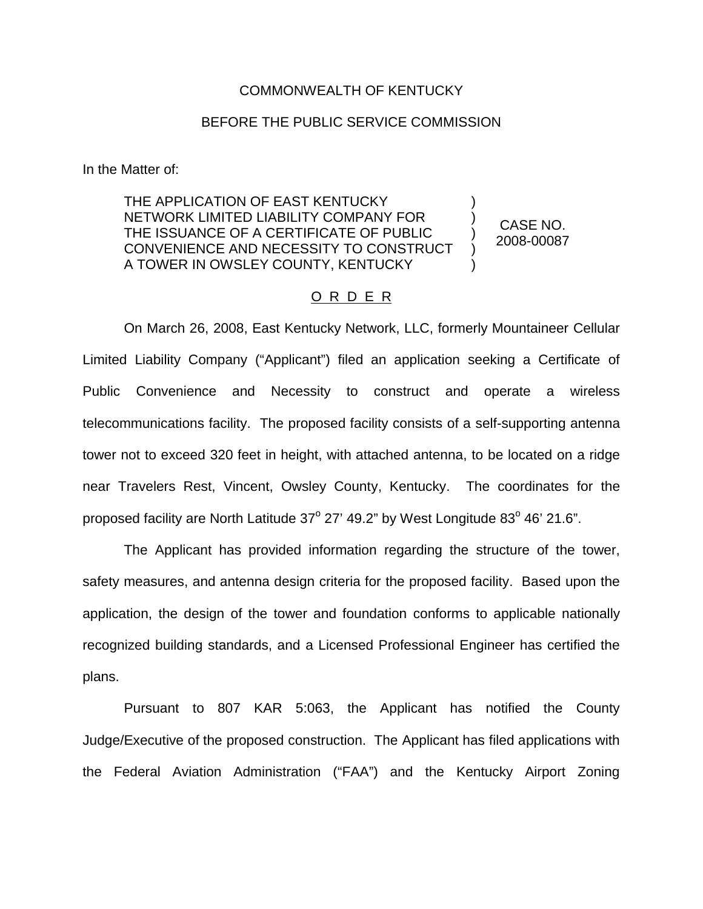COMMONWEALTH OF KENTUCKY

BEFORE THE PUBLIC SERVICE COMMISSION

In the Matter of:

| | | |
|---|---|---|
| THE APPLICATION OF EAST KENTUCKY NETWORK LIMITED LIABILITY COMPANY FOR THE ISSUANCE OF A CERTIFICATE OF PUBLIC CONVENIENCE AND NECESSITY TO CONSTRUCT A TOWER IN OWSLEY COUNTY, KENTUCKY | ) ) ) ) ) | CASE NO. 2008-00087 |

O R D E R

On March 26, 2008, East Kentucky Network, LLC, formerly Mountaineer Cellular Limited Liability Company ("Applicant") filed an application seeking a Certificate of Public Convenience and Necessity to construct and operate a wireless telecommunications facility. The proposed facility consists of a self-supporting antenna tower not to exceed 320 feet in height, with attached antenna, to be located on a ridge near Travelers Rest, Vincent, Owsley County, Kentucky. The coordinates for the proposed facility are North Latitude 37° 27' 49.2" by West Longitude 83° 46' 21.6".

The Applicant has provided information regarding the structure of the tower, safety measures, and antenna design criteria for the proposed facility. Based upon the application, the design of the tower and foundation conforms to applicable nationally recognized building standards, and a Licensed Professional Engineer has certified the plans.

Pursuant to 807 KAR 5:063, the Applicant has notified the County Judge/Executive of the proposed construction. The Applicant has filed applications with the Federal Aviation Administration ("FAA") and the Kentucky Airport Zoning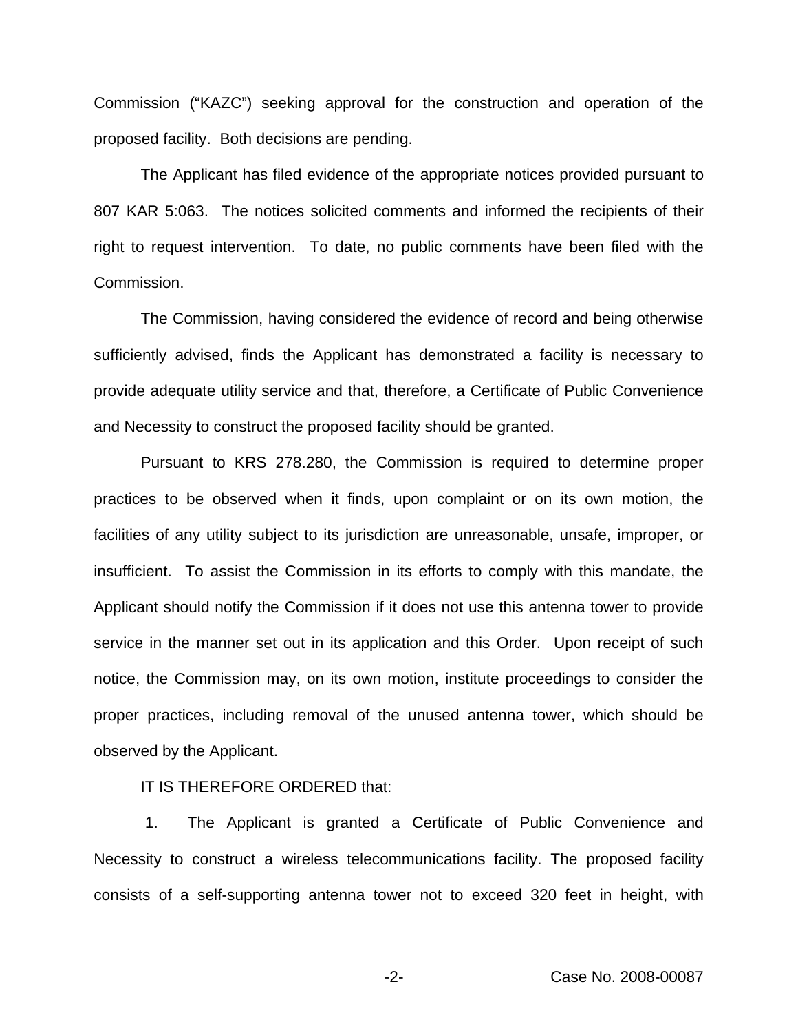Commission ("KAZC") seeking approval for the construction and operation of the proposed facility. Both decisions are pending.

The Applicant has filed evidence of the appropriate notices provided pursuant to 807 KAR 5:063. The notices solicited comments and informed the recipients of their right to request intervention. To date, no public comments have been filed with the Commission.

The Commission, having considered the evidence of record and being otherwise sufficiently advised, finds the Applicant has demonstrated a facility is necessary to provide adequate utility service and that, therefore, a Certificate of Public Convenience and Necessity to construct the proposed facility should be granted.

Pursuant to KRS 278.280, the Commission is required to determine proper practices to be observed when it finds, upon complaint or on its own motion, the facilities of any utility subject to its jurisdiction are unreasonable, unsafe, improper, or insufficient. To assist the Commission in its efforts to comply with this mandate, the Applicant should notify the Commission if it does not use this antenna tower to provide service in the manner set out in its application and this Order. Upon receipt of such notice, the Commission may, on its own motion, institute proceedings to consider the proper practices, including removal of the unused antenna tower, which should be observed by the Applicant.

IT IS THEREFORE ORDERED that:

1. The Applicant is granted a Certificate of Public Convenience and Necessity to construct a wireless telecommunications facility. The proposed facility consists of a self-supporting antenna tower not to exceed 320 feet in height, with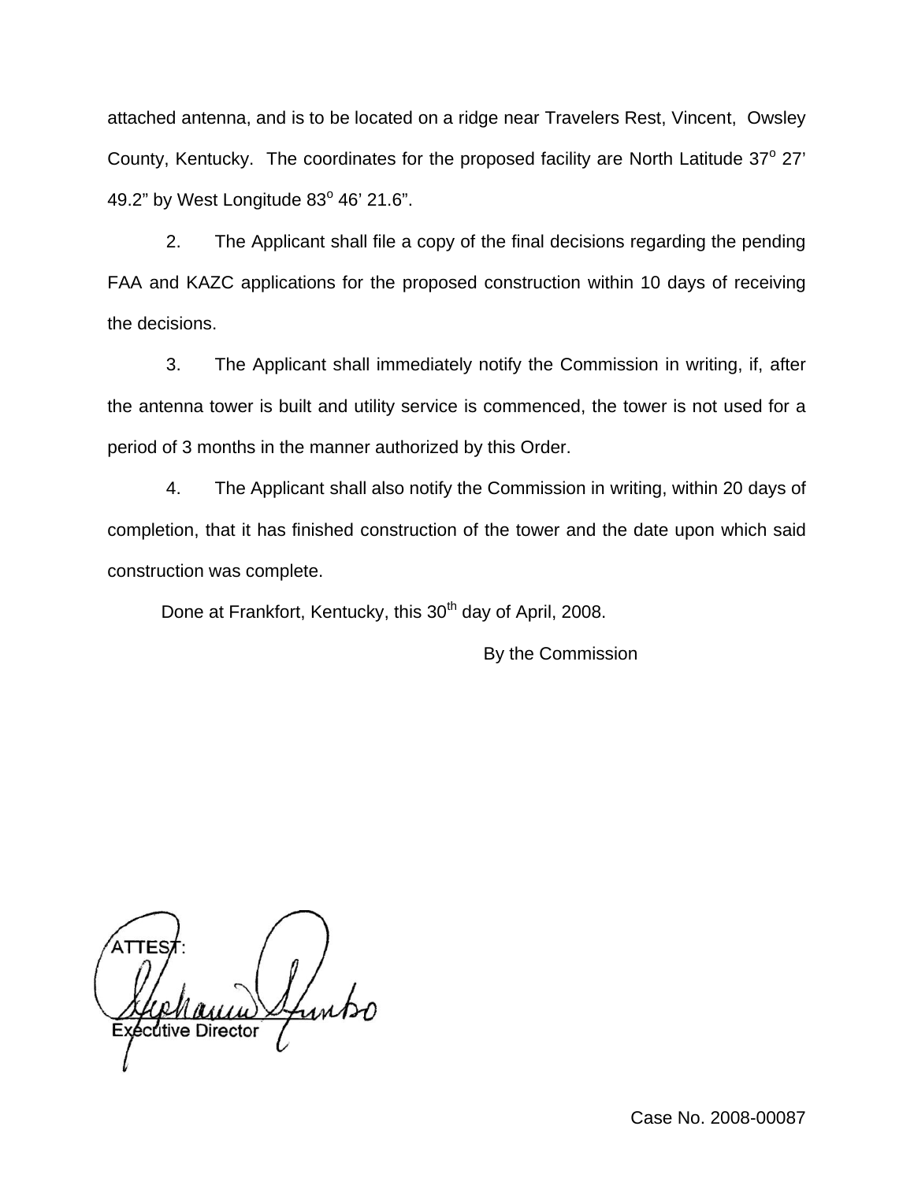attached antenna, and is to be located on a ridge near Travelers Rest, Vincent, Owsley County, Kentucky. The coordinates for the proposed facility are North Latitude 37° 27' 49.2" by West Longitude 83° 46' 21.6".

2. The Applicant shall file a copy of the final decisions regarding the pending FAA and KAZC applications for the proposed construction within 10 days of receiving the decisions.

3. The Applicant shall immediately notify the Commission in writing, if, after the antenna tower is built and utility service is commenced, the tower is not used for a period of 3 months in the manner authorized by this Order.

4. The Applicant shall also notify the Commission in writing, within 20 days of completion, that it has finished construction of the tower and the date upon which said construction was complete.

Done at Frankfort, Kentucky, this 30th day of April, 2008.

By the Commission

ATTEST:

Executive Director

Case No. 2008-00087